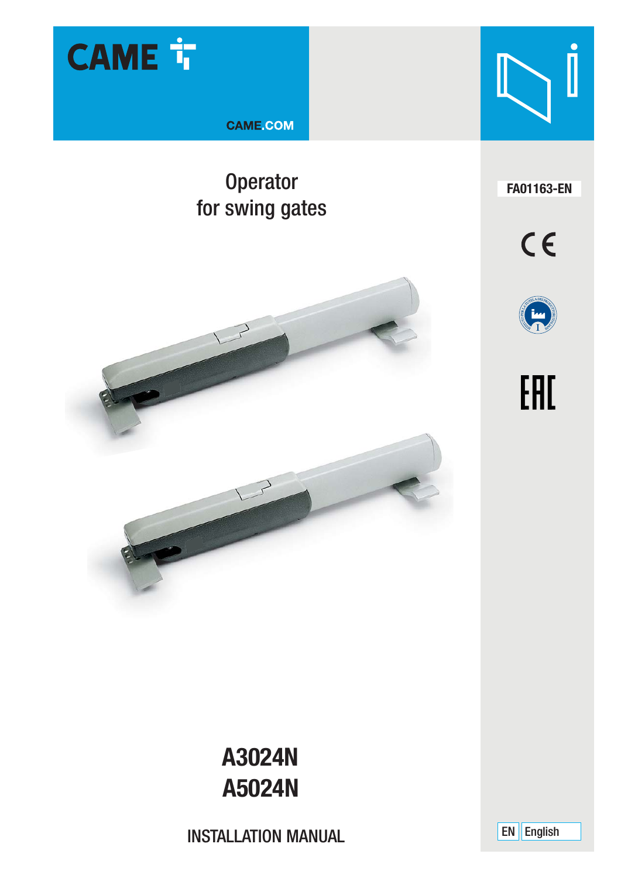CAME

CAME.COM

FA01163-EN

# Operator for swing gates

# A3024N
# A5024N

INSTALLATION MANUAL

EN English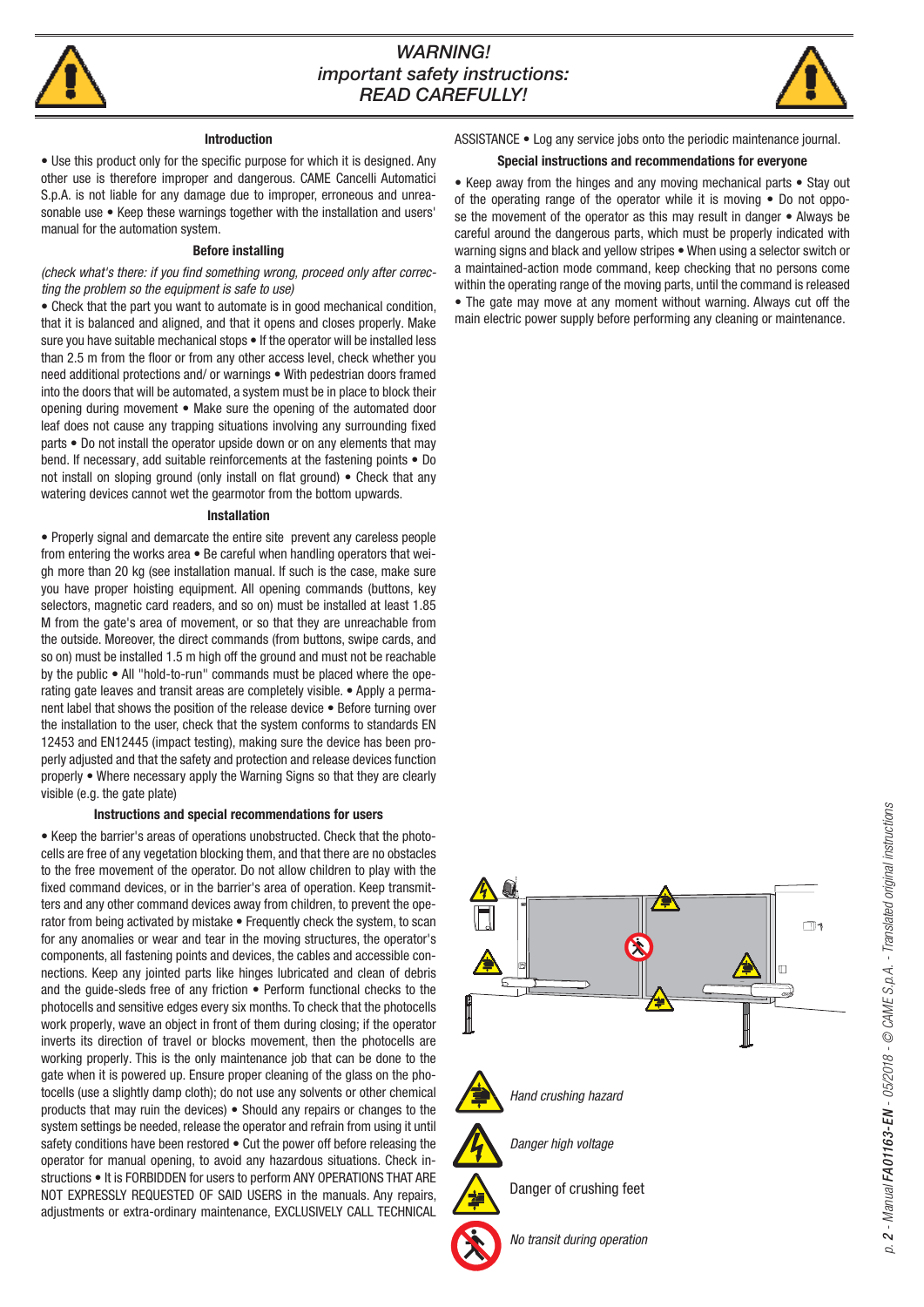# *WARNING!*
# *important safety instructions:*
# *READ CAREFULLY!*

### Introduction

• Use this product only for the specific purpose for which it is designed. Any other use is therefore improper and dangerous. CAME Cancelli Automatici S.p.A. is not liable for any damage due to improper, erroneous and unreasonable use • Keep these warnings together with the installation and users' manual for the automation system.

### Before installing

*(check what's there: if you find something wrong, proceed only after correcting the problem so the equipment is safe to use)*

• Check that the part you want to automate is in good mechanical condition, that it is balanced and aligned, and that it opens and closes properly. Make sure you have suitable mechanical stops • If the operator will be installed less than 2.5 m from the floor or from any other access level, check whether you need additional protections and/ or warnings • With pedestrian doors framed into the doors that will be automated, a system must be in place to block their opening during movement • Make sure the opening of the automated door leaf does not cause any trapping situations involving any surrounding fixed parts • Do not install the operator upside down or on any elements that may bend. If necessary, add suitable reinforcements at the fastening points • Do not install on sloping ground (only install on flat ground) • Check that any watering devices cannot wet the gearmotor from the bottom upwards.

### Installation

• Properly signal and demarcate the entire site prevent any careless people from entering the works area • Be careful when handling operators that weigh more than 20 kg (see installation manual. If such is the case, make sure you have proper hoisting equipment. All opening commands (buttons, key selectors, magnetic card readers, and so on) must be installed at least 1.85 M from the gate's area of movement, or so that they are unreachable from the outside. Moreover, the direct commands (from buttons, swipe cards, and so on) must be installed 1.5 m high off the ground and must not be reachable by the public • All "hold-to-run" commands must be placed where the operating gate leaves and transit areas are completely visible. • Apply a permanent label that shows the position of the release device • Before turning over the installation to the user, check that the system conforms to standards EN 12453 and EN12445 (impact testing), making sure the device has been properly adjusted and that the safety and protection and release devices function properly • Where necessary apply the Warning Signs so that they are clearly visible (e.g. the gate plate)

### Instructions and special recommendations for users

• Keep the barrier's areas of operations unobstructed. Check that the photocells are free of any vegetation blocking them, and that there are no obstacles to the free movement of the operator. Do not allow children to play with the fixed command devices, or in the barrier's area of operation. Keep transmitters and any other command devices away from children, to prevent the operator from being activated by mistake • Frequently check the system, to scan for any anomalies or wear and tear in the moving structures, the operator's components, all fastening points and devices, the cables and accessible connections. Keep any jointed parts like hinges lubricated and clean of debris and the guide-sleds free of any friction • Perform functional checks to the photocells and sensitive edges every six months. To check that the photocells work properly, wave an object in front of them during closing; if the operator inverts its direction of travel or blocks movement, then the photocells are working properly. This is the only maintenance job that can be done to the gate when it is powered up. Ensure proper cleaning of the glass on the photocells (use a slightly damp cloth); do not use any solvents or other chemical products that may ruin the devices) • Should any repairs or changes to the system settings be needed, release the operator and refrain from using it until safety conditions have been restored • Cut the power off before releasing the operator for manual opening, to avoid any hazardous situations. Check instructions • It is FORBIDDEN for users to perform ANY OPERATIONS THAT ARE NOT EXPRESSLY REQUESTED OF SAID USERS in the manuals. Any repairs, adjustments or extra-ordinary maintenance, EXCLUSIVELY CALL TECHNICAL ASSISTANCE • Log any service jobs onto the periodic maintenance journal.

### Special instructions and recommendations for everyone

• Keep away from the hinges and any moving mechanical parts • Stay out of the operating range of the operator while it is moving • Do not oppose the movement of the operator as this may result in danger • Always be careful around the dangerous parts, which must be properly indicated with warning signs and black and yellow stripes • When using a selector switch or a maintained-action mode command, keep checking that no persons come within the operating range of the moving parts, until the command is released • The gate may move at any moment without warning. Always cut off the main electric power supply before performing any cleaning or maintenance.

*Hand crushing hazard*

*Danger high voltage*

Danger of crushing feet

*No transit during operation*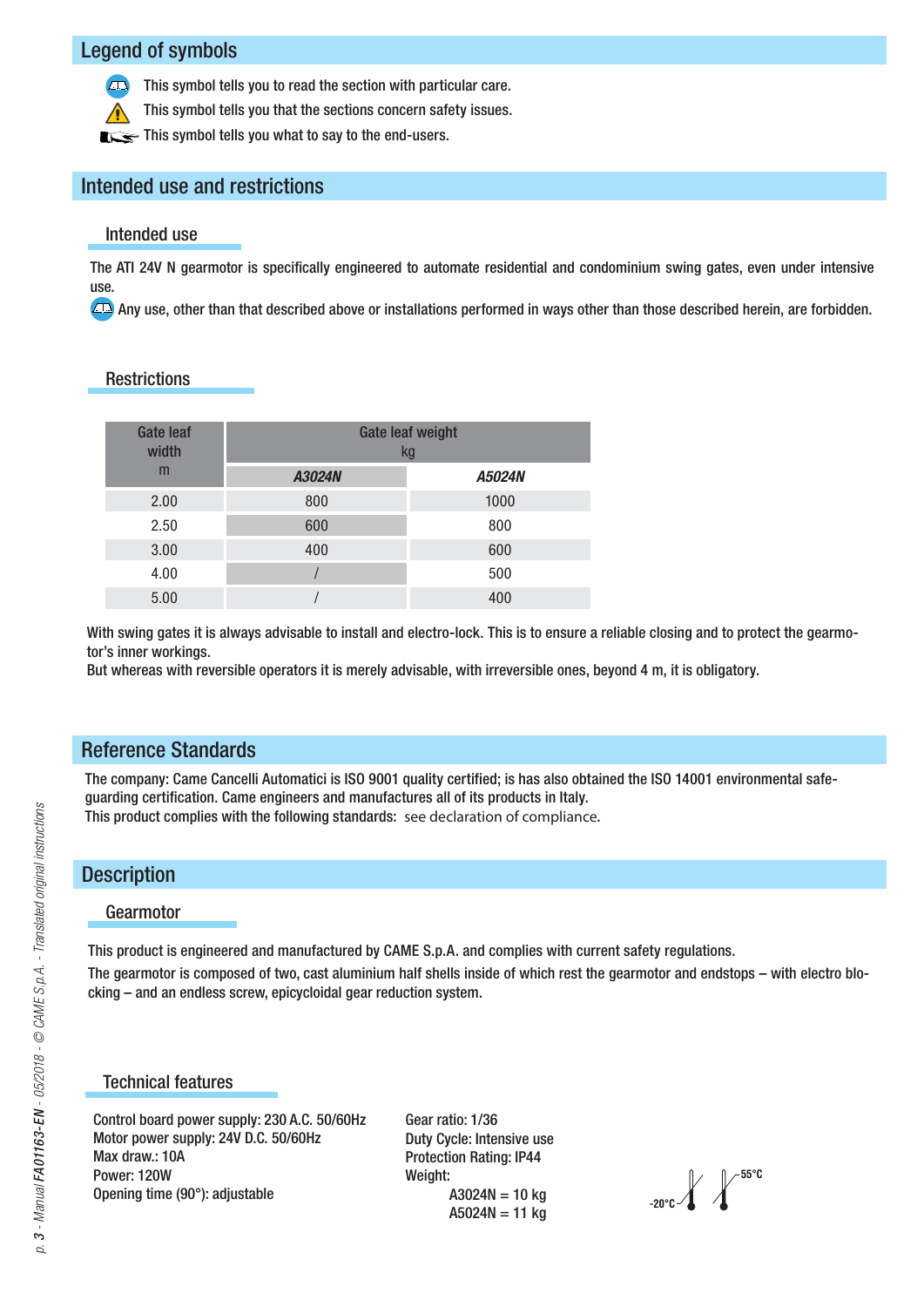## Legend of symbols

This symbol tells you to read the section with particular care.

This symbol tells you that the sections concern safety issues.

This symbol tells you what to say to the end-users.

## Intended use and restrictions

### Intended use

The ATI 24V N gearmotor is specifically engineered to automate residential and condominium swing gates, even under intensive use.

Any use, other than that described above or installations performed in ways other than those described herein, are forbidden.

### Restrictions

| Gate leaf width m | Gate leaf weight kg | |
|---|---|---|
| | *A3024N* | *A5024N* |
| 2.00 | 800 | 1000 |
| 2.50 | 600 | 800 |
| 3.00 | 400 | 600 |
| 4.00 | / | 500 |
| 5.00 | / | 400 |

With swing gates it is always advisable to install and electro-lock. This is to ensure a reliable closing and to protect the gearmotor's inner workings.
But whereas with reversible operators it is merely advisable, with irreversible ones, beyond 4 m, it is obligatory.

## Reference Standards

The company: Came Cancelli Automatici is ISO 9001 quality certified; is has also obtained the ISO 14001 environmental safeguarding certification. Came engineers and manufactures all of its products in Italy.
This product complies with the following standards: see declaration of compliance.

## Description

### Gearmotor

This product is engineered and manufactured by CAME S.p.A. and complies with current safety regulations.

The gearmotor is composed of two, cast aluminium half shells inside of which rest the gearmotor and endstops – with electro blocking – and an endless screw, epicycloidal gear reduction system.

### Technical features

Control board power supply: 230 A.C. 50/60Hz
Motor power supply: 24V D.C. 50/60Hz
Max draw.: 10A
Power: 120W
Opening time (90°): adjustable

Gear ratio: 1/36
Duty Cycle: Intensive use
Protection Rating: IP44
Weight:
A3024N = 10 kg
A5024N = 11 kg

-20°C 55°C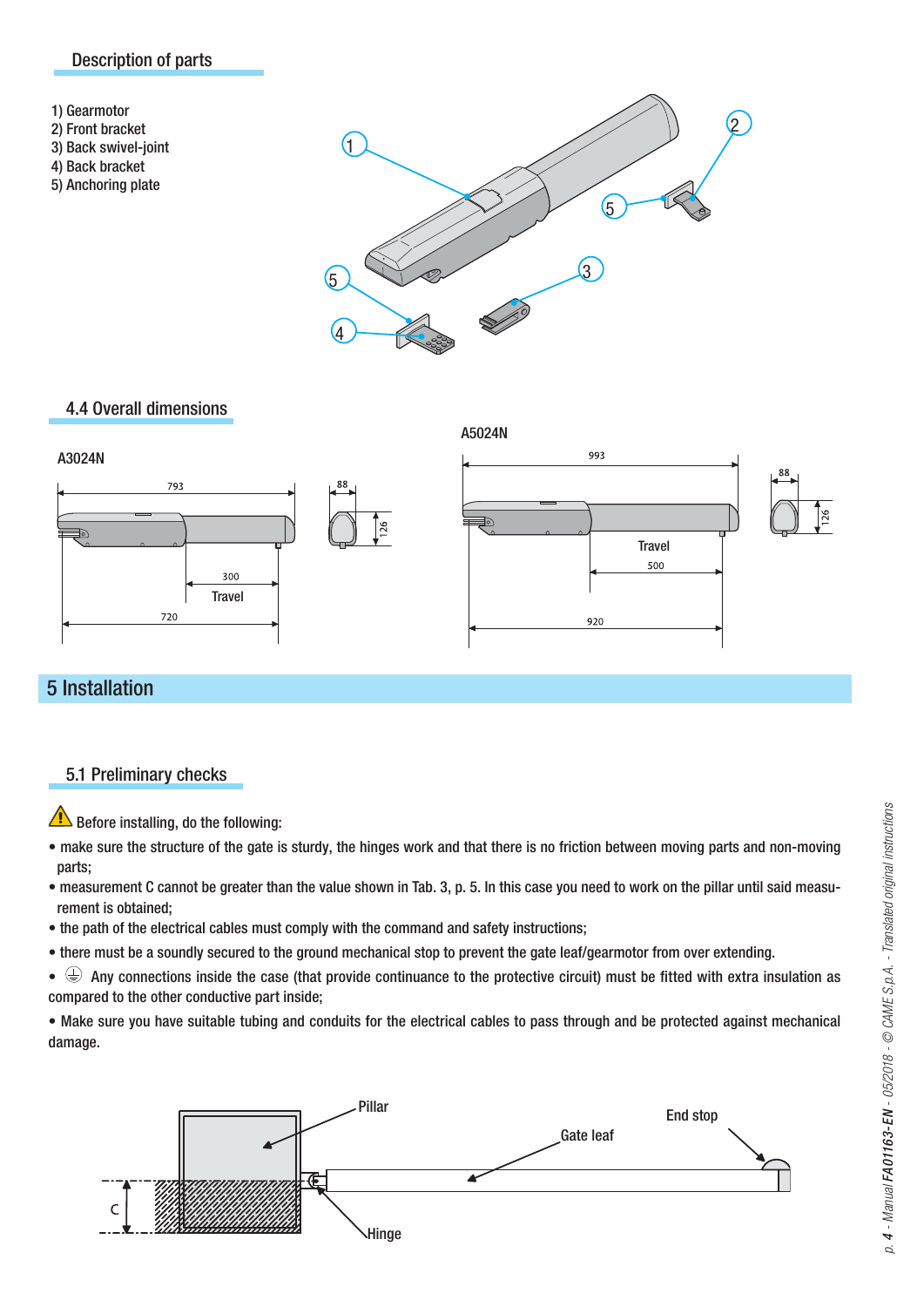## Description of parts

1) Gearmotor
2) Front bracket
3) Back swivel-joint
4) Back bracket
5) Anchoring plate

## 4.4 Overall dimensions

# 5 Installation

## 5.1 Preliminary checks

⚠ Before installing, do the following:

- make sure the structure of the gate is sturdy, the hinges work and that there is no friction between moving parts and non-moving parts;
- measurement C cannot be greater than the value shown in Tab. 3, p. 5. In this case you need to work on the pillar until said measurement is obtained;
- the path of the electrical cables must comply with the command and safety instructions;
- there must be a soundly secured to the ground mechanical stop to prevent the gate leaf/gearmotor from over extending.
- ⏚ Any connections inside the case (that provide continuance to the protective circuit) must be fitted with extra insulation as compared to the other conductive part inside;
- Make sure you have suitable tubing and conduits for the electrical cables to pass through and be protected against mechanical damage.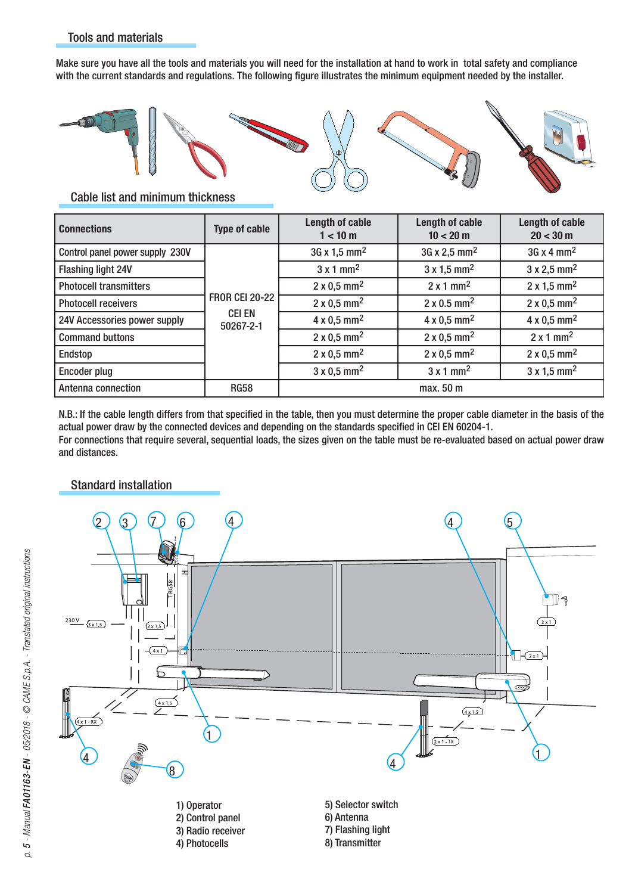## Tools and materials

Make sure you have all the tools and materials you will need for the installation at hand to work in total safety and compliance with the current standards and regulations. The following figure illustrates the minimum equipment needed by the installer.

## Cable list and minimum thickness

| Connections | Type of cable | Length of cable 1 < 10 m | Length of cable 10 < 20 m | Length of cable 20 < 30 m |
|---|---|---|---|---|
| Control panel power supply 230V | FROR CEI 20-22 CEI EN 50267-2-1 | 3G x 1,5 mm$^2$ | 3G x 2,5 mm$^2$ | 3G x 4 mm$^2$ |
| Flashing light 24V | | 3 x 1 mm$^2$ | 3 x 1,5 mm$^2$ | 3 x 2,5 mm$^2$ |
| Photocell transmitters | | 2 x 0,5 mm$^2$ | 2 x 1 mm$^2$ | 2 x 1,5 mm$^2$ |
| Photocell receivers | | 2 x 0,5 mm$^2$ | 2 x 0.5 mm$^2$ | 2 x 0,5 mm$^2$ |
| 24V Accessories power supply | | 4 x 0,5 mm$^2$ | 4 x 0,5 mm$^2$ | 4 x 0,5 mm$^2$ |
| Command buttons | | 2 x 0,5 mm$^2$ | 2 x 0,5 mm$^2$ | 2 x 1 mm$^2$ |
| Endstop | | 2 x 0,5 mm$^2$ | 2 x 0,5 mm$^2$ | 2 x 0,5 mm$^2$ |
| Encoder plug | | 3 x 0,5 mm$^2$ | 3 x 1 mm$^2$ | 3 x 1,5 mm$^2$ |
| Antenna connection | RG58 | max. 50 m | | |

N.B.: If the cable length differs from that specified in the table, then you must determine the proper cable diameter in the basis of the actual power draw by the connected devices and depending on the standards specified in CEI EN 60204-1.
For connections that require several, sequential loads, the sizes given on the table must be re-evaluated based on actual power draw and distances.

## Standard installation

1) Operator
2) Control panel
3) Radio receiver
4) Photocells
5) Selector switch
6) Antenna
7) Flashing light
8) Transmitter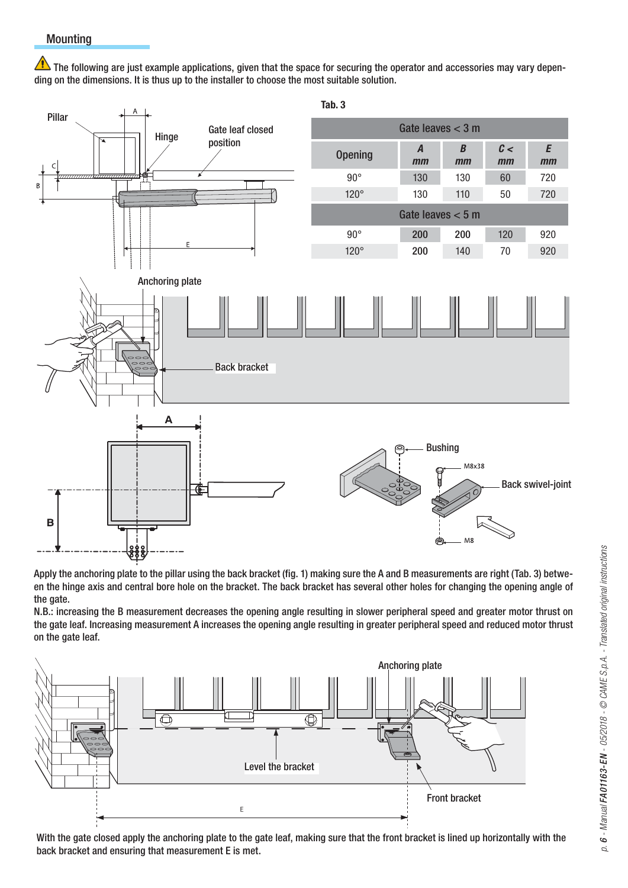## Mounting

⚠ The following are just example applications, given that the space for securing the operator and accessories may vary depending on the dimensions. It is thus up to the installer to choose the most suitable solution.

Tab. 3

| Opening | A mm | B mm | C < mm | E mm |
|---|---|---|---|---|
| **Gate leaves < 3 m** | | | | |
| 90° | 130 | 130 | 60 | 720 |
| 120° | 130 | 110 | 50 | 720 |
| **Gate leaves < 5 m** | | | | |
| 90° | 200 | 200 | 120 | 920 |
| 120° | 200 | 140 | 70 | 920 |

Apply the anchoring plate to the pillar using the back bracket (fig. 1) making sure the A and B measurements are right (Tab. 3) between the hinge axis and central bore hole on the bracket. The back bracket has several other holes for changing the opening angle of the gate.

N.B.: increasing the B measurement decreases the opening angle resulting in slower peripheral speed and greater motor thrust on the gate leaf. Increasing measurement A increases the opening angle resulting in greater peripheral speed and reduced motor thrust on the gate leaf.

With the gate closed apply the anchoring plate to the gate leaf, making sure that the front bracket is lined up horizontally with the back bracket and ensuring that measurement E is met.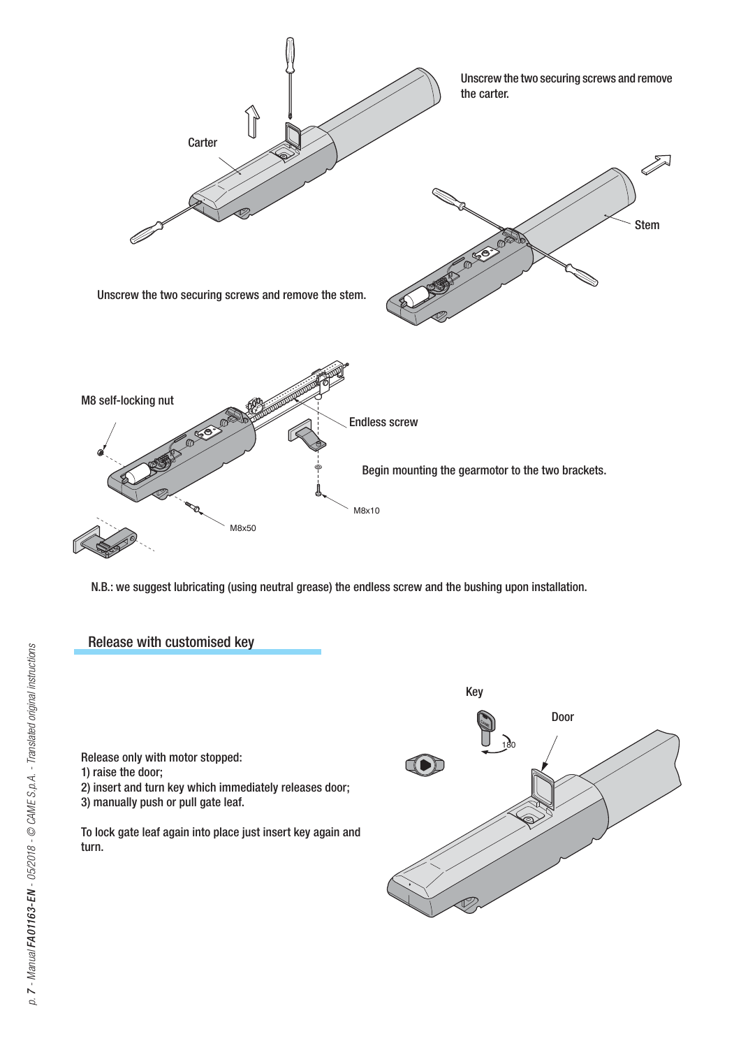Unscrew the two securing screws and remove the carter.

Carter

Stem

Unscrew the two securing screws and remove the stem.

M8 self-locking nut

Endless screw

Begin mounting the gearmotor to the two brackets.

M8x10

M8x50

N.B.: we suggest lubricating (using neutral grease) the endless screw and the bushing upon installation.

## Release with customised key

Key

Door

Release only with motor stopped:
1) raise the door;
2) insert and turn key which immediately releases door;
3) manually push or pull gate leaf.

To lock gate leaf again into place just insert key again and turn.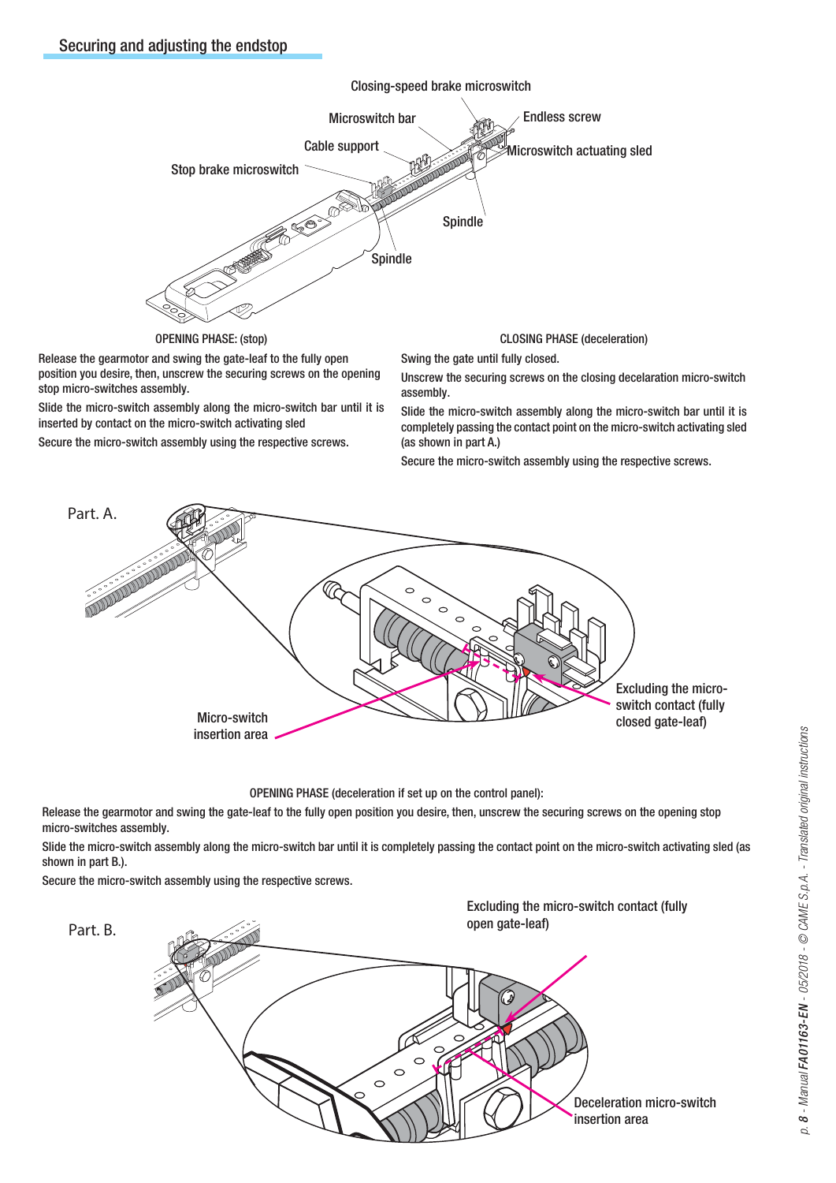## Securing and adjusting the endstop

Closing-speed brake microswitch

Microswitch bar

Endless screw

Cable support

Microswitch actuating sled

Stop brake microswitch

Spindle

Spindle

OPENING PHASE: (stop)

Release the gearmotor and swing the gate-leaf to the fully open position you desire, then, unscrew the securing screws on the opening stop micro-switches assembly.

Slide the micro-switch assembly along the micro-switch bar until it is inserted by contact on the micro-switch activating sled

Secure the micro-switch assembly using the respective screws.

CLOSING PHASE (deceleration)

Swing the gate until fully closed.

Unscrew the securing screws on the closing declaration micro-switch assembly.

Slide the micro-switch assembly along the micro-switch bar until it is completely passing the contact point on the micro-switch activating sled (as shown in part A.)

Secure the micro-switch assembly using the respective screws.

Part. A.

Micro-switch insertion area

Excluding the micro-switch contact (fully closed gate-leaf)

OPENING PHASE (deceleration if set up on the control panel):

Release the gearmotor and swing the gate-leaf to the fully open position you desire, then, unscrew the securing screws on the opening stop micro-switches assembly.

Slide the micro-switch assembly along the micro-switch bar until it is completely passing the contact point on the micro-switch activating sled (as shown in part B.).

Secure the micro-switch assembly using the respective screws.

Part. B.

Excluding the micro-switch contact (fully open gate-leaf)

Deceleration micro-switch insertion area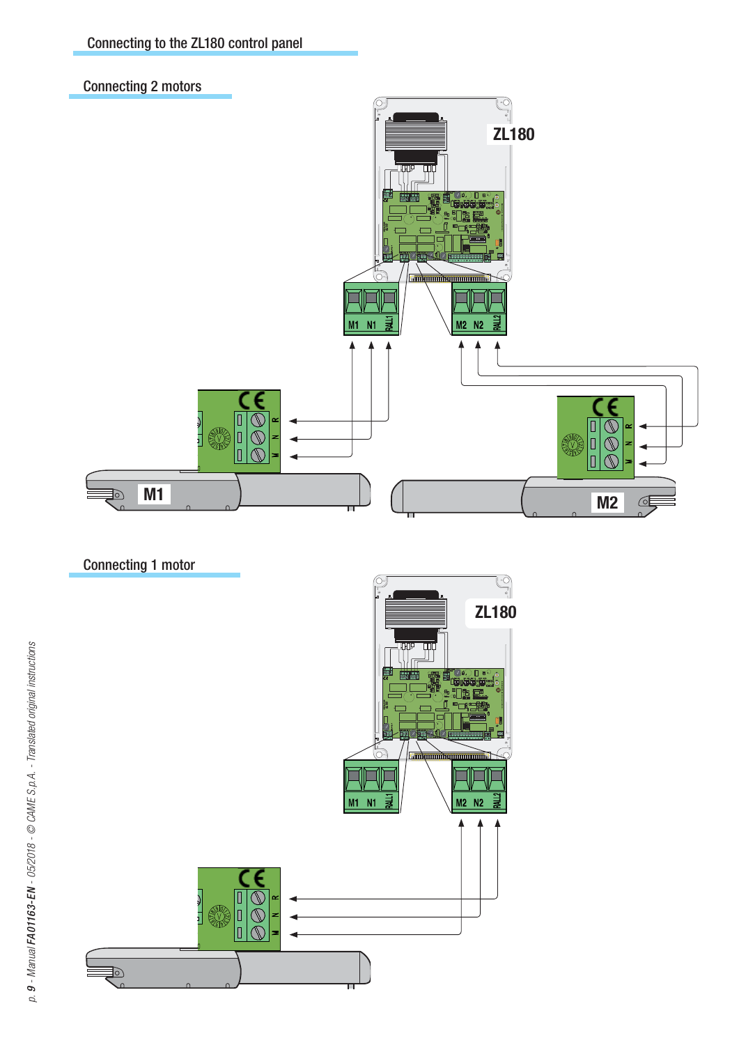## Connecting to the ZL180 control panel

### Connecting 2 motors

### Connecting 1 motor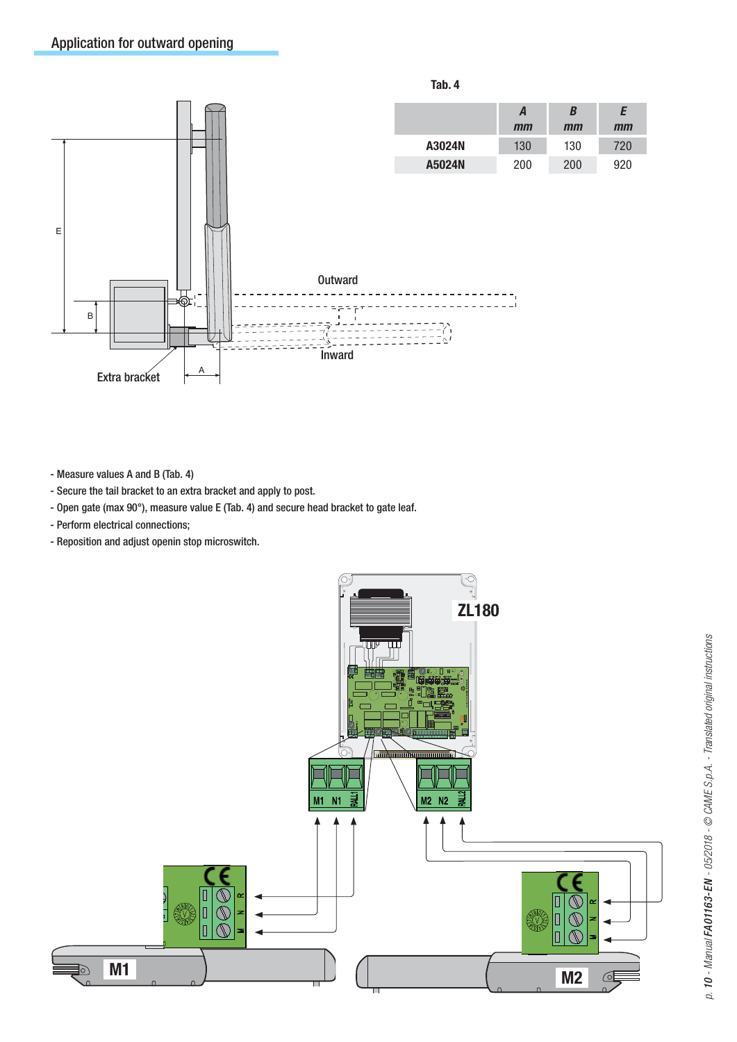## Application for outward opening

Tab. 4

| | A mm | B mm | E mm |
|---|---|---|---|
| A3024N | 130 | 130 | 720 |
| A5024N | 200 | 200 | 920 |

- Measure values A and B (Tab. 4)
- Secure the tail bracket to an extra bracket and apply to post.
- Open gate (max 90°), measure value E (Tab. 4) and secure head bracket to gate leaf.
- Perform electrical connections;
- Reposition and adjust openin stop microswitch.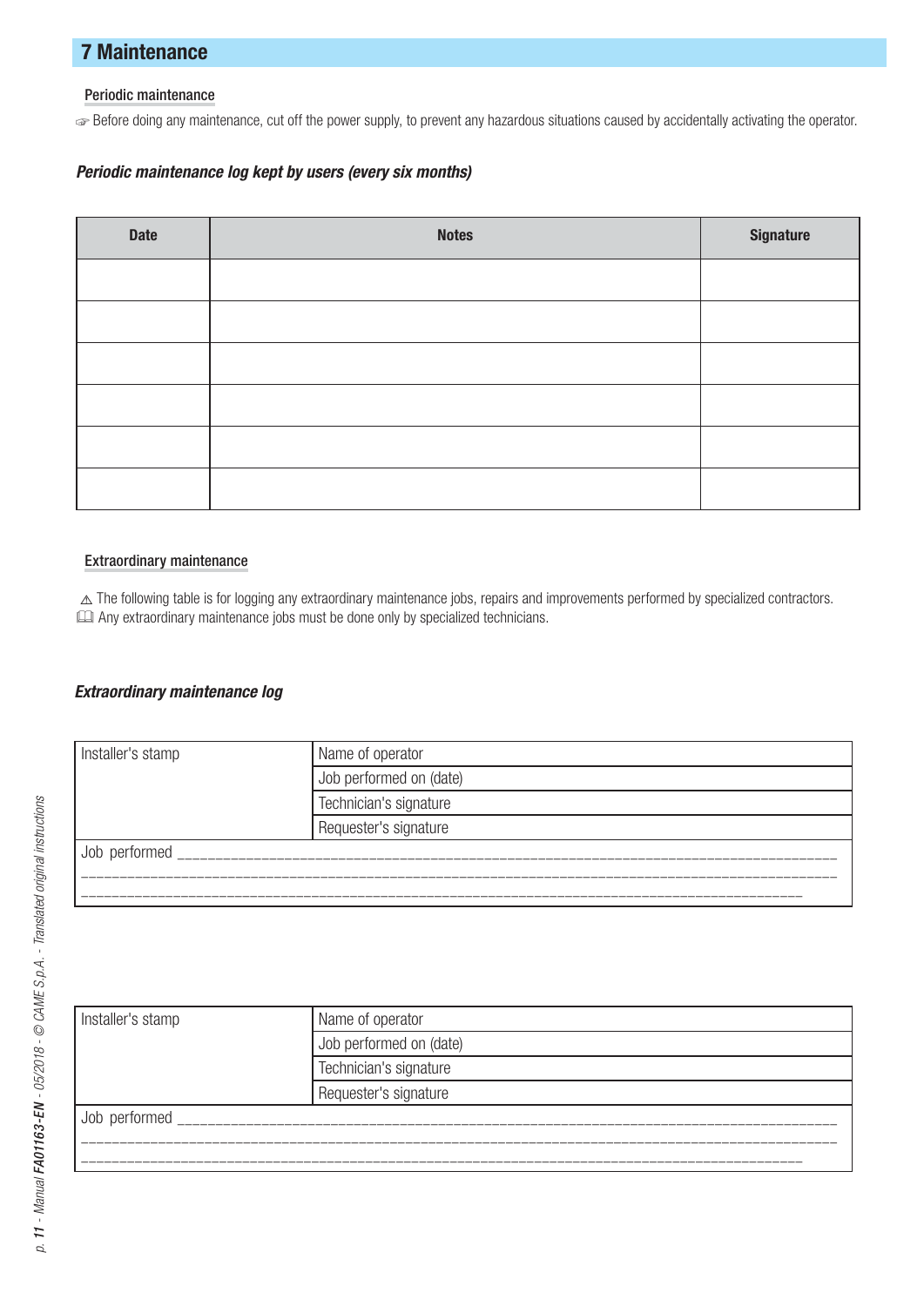## 7 Maintenance

### Periodic maintenance

☞ Before doing any maintenance, cut off the power supply, to prevent any hazardous situations caused by accidentally activating the operator.

***Periodic maintenance log kept by users (every six months)***

| Date | Notes | Signature |
|---|---|---|
| | | |
| | | |
| | | |
| | | |
| | | |
| | | |

### Extraordinary maintenance

⚠ The following table is for logging any extraordinary maintenance jobs, repairs and improvements performed by specialized contractors.

🕮 Any extraordinary maintenance jobs must be done only by specialized technicians.

***Extraordinary maintenance log***

| Installer's stamp | Name of operator |
|---|---|
| | Job performed on (date) |
| | Technician's signature |
| | Requester's signature |

Job performed ___________________________________________________________________________________

_____________________________________________________________________________________________

_____________________________________________________________________________________________

| Installer's stamp | Name of operator |
|---|---|
| | Job performed on (date) |
| | Technician's signature |
| | Requester's signature |

Job performed ___________________________________________________________________________________

_____________________________________________________________________________________________

_____________________________________________________________________________________________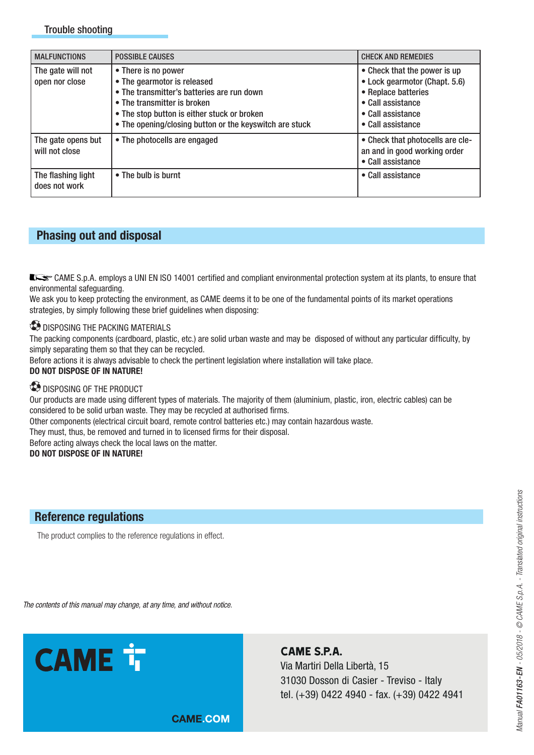## Trouble shooting

| MALFUNCTIONS | POSSIBLE CAUSES | CHECK AND REMEDIES |
|---|---|---|
| The gate will not open nor close | • There is no power<br>• The gearmotor is released<br>• The transmitter's batteries are run down<br>• The transmitter is broken<br>• The stop button is either stuck or broken<br>• The opening/closing button or the keyswitch are stuck | • Check that the power is up<br>• Lock gearmotor (Chapt. 5.6)<br>• Replace batteries<br>• Call assistance<br>• Call assistance<br>• Call assistance |
| The gate opens but will not close | • The photocells are engaged | • Check that photocells are clean and in good working order<br>• Call assistance |
| The flashing light does not work | • The bulb is burnt | • Call assistance |

## Phasing out and disposal

CAME S.p.A. employs a UNI EN ISO 14001 certified and compliant environmental protection system at its plants, to ensure that environmental safeguarding.

We ask you to keep protecting the environment, as CAME deems it to be one of the fundamental points of its market operations strategies, by simply following these brief guidelines when disposing:

DISPOSING THE PACKING MATERIALS

The packing components (cardboard, plastic, etc.) are solid urban waste and may be disposed of without any particular difficulty, by simply separating them so that they can be recycled.

Before actions it is always advisable to check the pertinent legislation where installation will take place.

**DO NOT DISPOSE OF IN NATURE!**

DISPOSING OF THE PRODUCT

Our products are made using different types of materials. The majority of them (aluminium, plastic, iron, electric cables) can be considered to be solid urban waste. They may be recycled at authorised firms.

Other components (electrical circuit board, remote control batteries etc.) may contain hazardous waste.

They must, thus, be removed and turned in to licensed firms for their disposal.

Before acting always check the local laws on the matter.

**DO NOT DISPOSE OF IN NATURE!**

## Reference regulations

The product complies to the reference regulations in effect.

*The contents of this manual may change, at any time, and without notice.*

CAME

CAME.COM

**CAME S.P.A.**
Via Martiri Della Libertà, 15
31030 Dosson di Casier - Treviso - Italy
tel. (+39) 0422 4940 - fax. (+39) 0422 4941

*Manual* ***FA01163-EN*** *- 05/2018 - © CAME S.p.A. - Translated original instructions*